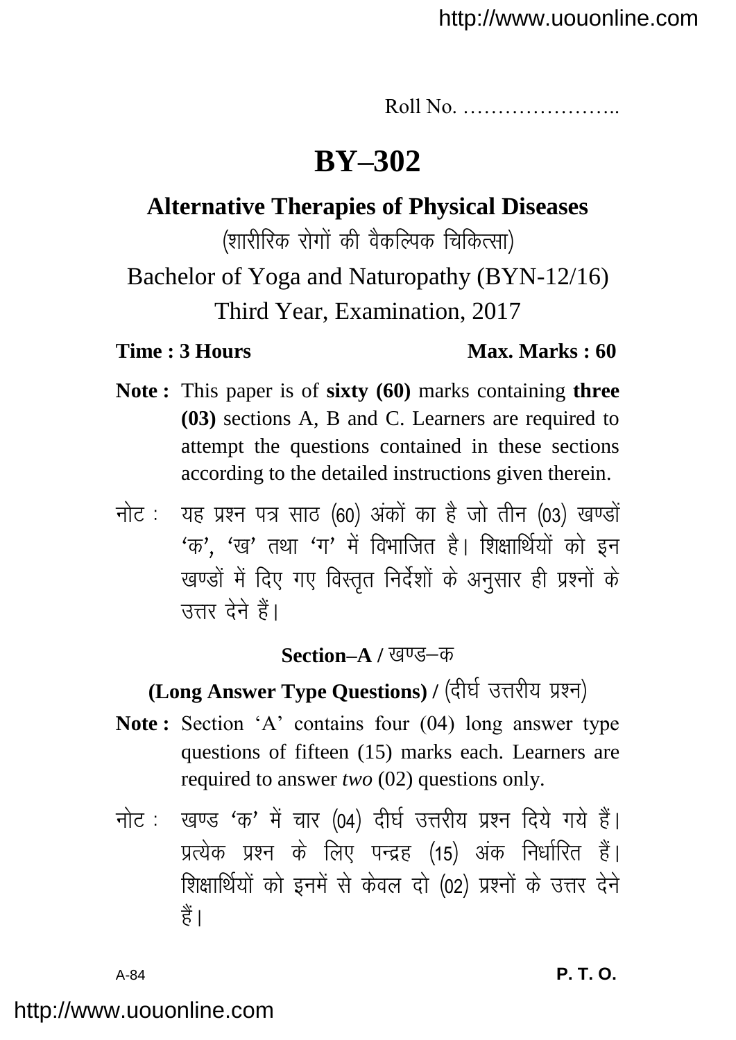Roll No. …………………..

# BY–302

## Alternative Therapies of Physical Diseases

(शारीरिक रोगों की वैकल्पिक चिकित्सा)

Bachelor of Yoga and Naturopathy (BYN-12/16)

Third Year, Examination, 2017

**Time : 3 Hours** **Max. Marks : 60**

**Note :** This paper is of **sixty (60)** marks containing **three (03)** sections A, B and C. Learners are required to attempt the questions contained in these sections according to the detailed instructions given therein.

नोट : यह प्रश्न पत्र साठ (60) अंकों का है जो तीन (03) खण्डों 'क', 'ख' तथा 'ग' में विभाजित है। शिक्षार्थियों को इन खण्डों में दिए गए विस्तृत निर्देशों के अनुसार ही प्रश्नों के उत्तर देने हैं।

### Section–A / खण्ड–क

### (Long Answer Type Questions) / (दीर्घ उत्तरीय प्रश्न)

**Note :** Section 'A' contains four (04) long answer type questions of fifteen (15) marks each. Learners are required to answer *two* (02) questions only.

नोट : खण्ड 'क' में चार (04) दीर्घ उत्तरीय प्रश्न दिये गये हैं। प्रत्येक प्रश्न के लिए पन्द्रह (15) अंक निर्धारित हैं। शिक्षार्थियों को इनमें से केवल दो (02) प्रश्नों के उत्तर देने हैं।

A-84 **P. T. O.**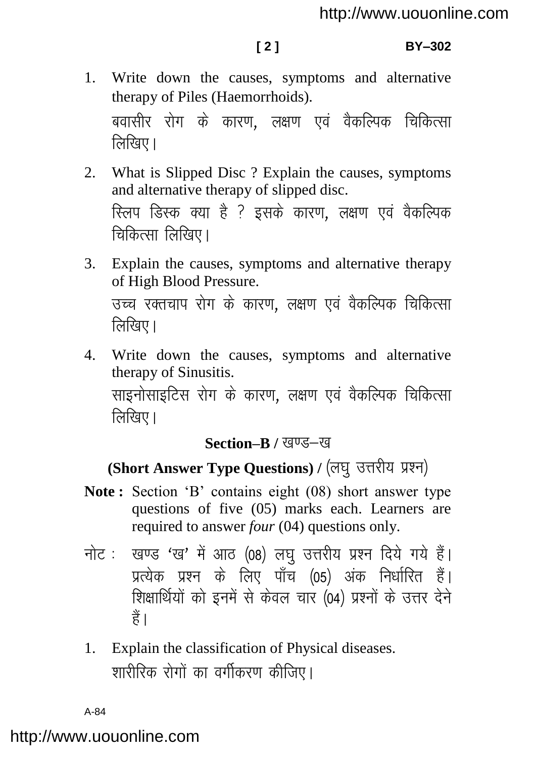1. Write down the causes, symptoms and alternative therapy of Piles (Haemorrhoids).

   बवासीर रोग के कारण, लक्षण एवं वैकल्पिक चिकित्सा लिखिए।

2. What is Slipped Disc ? Explain the causes, symptoms and alternative therapy of slipped disc.

   स्लिप डिस्क क्या है ? इसके कारण, लक्षण एवं वैकल्पिक चिकित्सा लिखिए।

3. Explain the causes, symptoms and alternative therapy of High Blood Pressure.

   उच्च रक्तचाप रोग के कारण, लक्षण एवं वैकल्पिक चिकित्सा लिखिए।

4. Write down the causes, symptoms and alternative therapy of Sinusitis.

   साइनोसाइटिस रोग के कारण, लक्षण एवं वैकल्पिक चिकित्सा लिखिए।

## Section–B / खण्ड–ख

### (Short Answer Type Questions) / (लघु उत्तरीय प्रश्न)

**Note :** Section 'B' contains eight (08) short answer type questions of five (05) marks each. Learners are required to answer *four* (04) questions only.

नोट : खण्ड 'ख' में आठ (08) लघु उत्तरीय प्रश्न दिये गये हैं। प्रत्येक प्रश्न के लिए पाँच (05) अंक निर्धारित हैं। शिक्षार्थियों को इनमें से केवल चार (04) प्रश्नों के उत्तर देने हैं।

1. Explain the classification of Physical diseases.

   शारीरिक रोगों का वर्गीकरण कीजिए।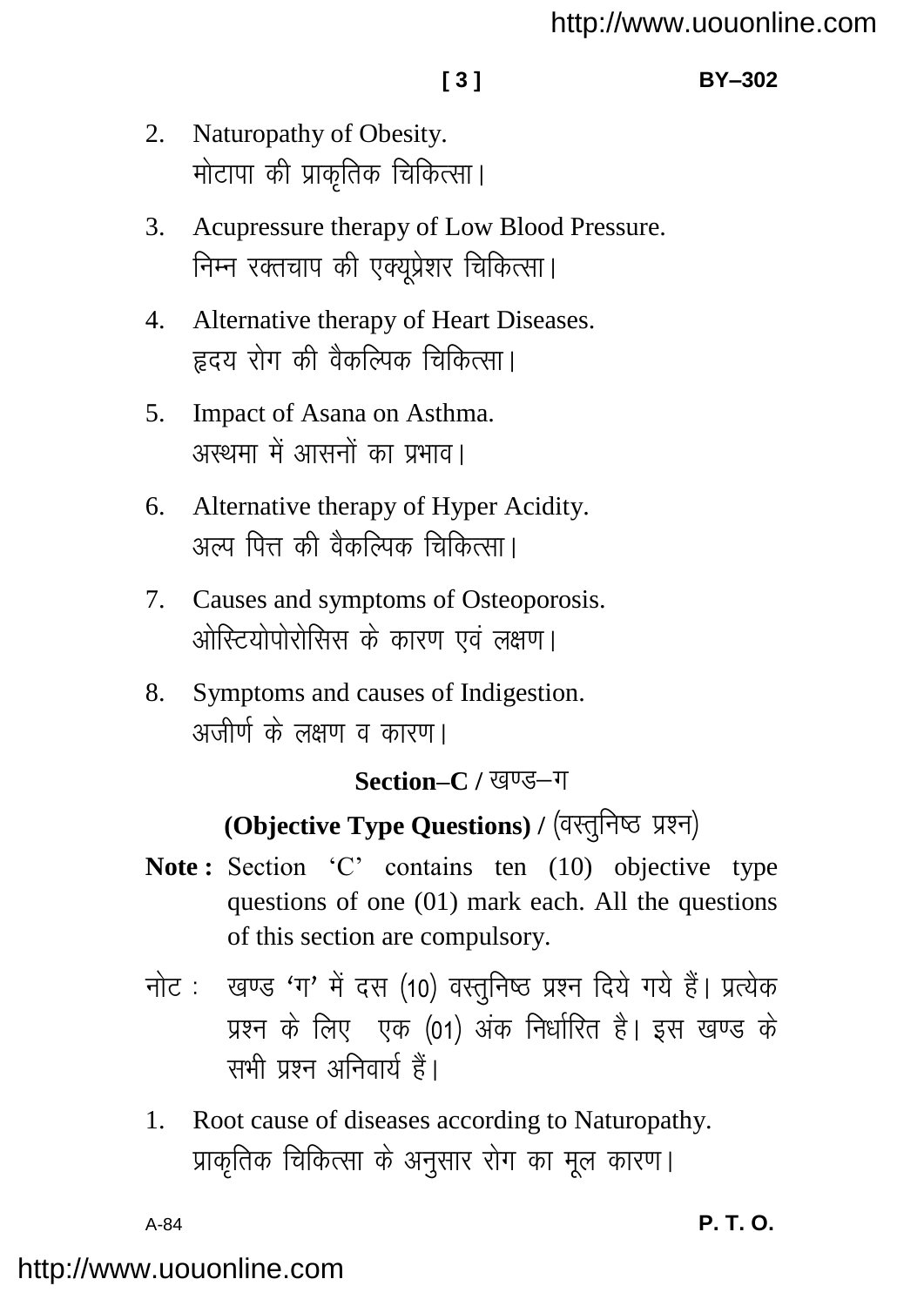2. Naturopathy of Obesity.
   मोटापा की प्राकृतिक चिकित्सा।

3. Acupressure therapy of Low Blood Pressure.
   निम्न रक्तचाप की एक्यूप्रेशर चिकित्सा।

4. Alternative therapy of Heart Diseases.
   हृदय रोग की वैकल्पिक चिकित्सा।

5. Impact of Asana on Asthma.
   अस्थमा में आसनों का प्रभाव।

6. Alternative therapy of Hyper Acidity.
   अल्प पित्त की वैकल्पिक चिकित्सा।

7. Causes and symptoms of Osteoporosis.
   ओस्टियोपोरोसिस के कारण एवं लक्षण।

8. Symptoms and causes of Indigestion.
   अजीर्ण के लक्षण व कारण।

## Section–C / खण्ड–ग

### (Objective Type Questions) / (वस्तुनिष्ठ प्रश्न)

**Note :** Section 'C' contains ten (10) objective type questions of one (01) mark each. All the questions of this section are compulsory.

नोट : खण्ड 'ग' में दस (10) वस्तुनिष्ठ प्रश्न दिये गये हैं। प्रत्येक प्रश्न के लिए एक (01) अंक निर्धारित है। इस खण्ड के सभी प्रश्न अनिवार्य हैं।

1. Root cause of diseases according to Naturopathy.
   प्राकृतिक चिकित्सा के अनुसार रोग का मूल कारण।

**P. T. O.**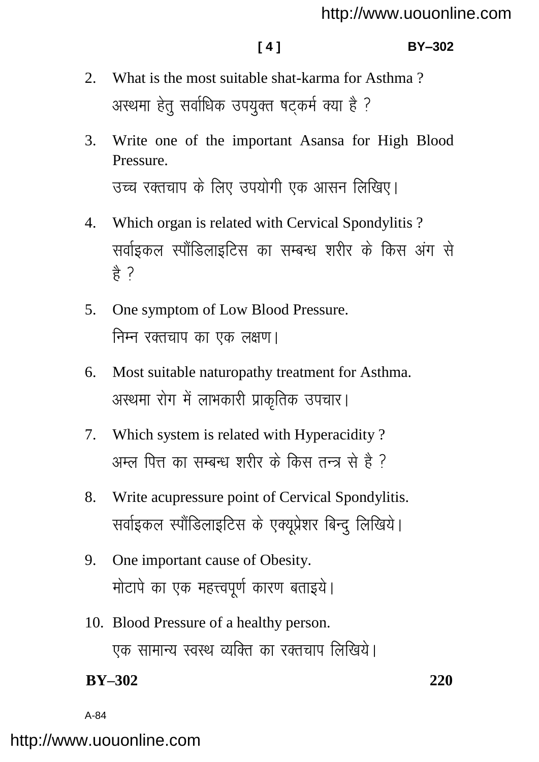2. What is the most suitable shat-karma for Asthma ?

   अस्थमा हेतु सर्वाधिक उपयुक्त षट्कर्म क्या है ?

3. Write one of the important Asansa for High Blood Pressure.

   उच्च रक्तचाप के लिए उपयोगी एक आसन लिखिए।

4. Which organ is related with Cervical Spondylitis ?

   सर्वाइकल स्पौंडिलाइटिस का सम्बन्ध शरीर के किस अंग से है ?

5. One symptom of Low Blood Pressure.

   निम्न रक्तचाप का एक लक्षण।

6. Most suitable naturopathy treatment for Asthma.

   अस्थमा रोग में लाभकारी प्राकृतिक उपचार।

7. Which system is related with Hyperacidity ?

   अम्ल पित्त का सम्बन्ध शरीर के किस तन्त्र से है ?

8. Write acupressure point of Cervical Spondylitis.

   सर्वाइकल स्पौंडिलाइटिस के एक्यूप्रेशर बिन्दु लिखिये।

9. One important cause of Obesity.

   मोटापे का एक महत्त्वपूर्ण कारण बताइये।

10. Blood Pressure of a healthy person.

    एक सामान्य स्वस्थ व्यक्ति का रक्तचाप लिखिये।

**BY–302** **220**

A-84